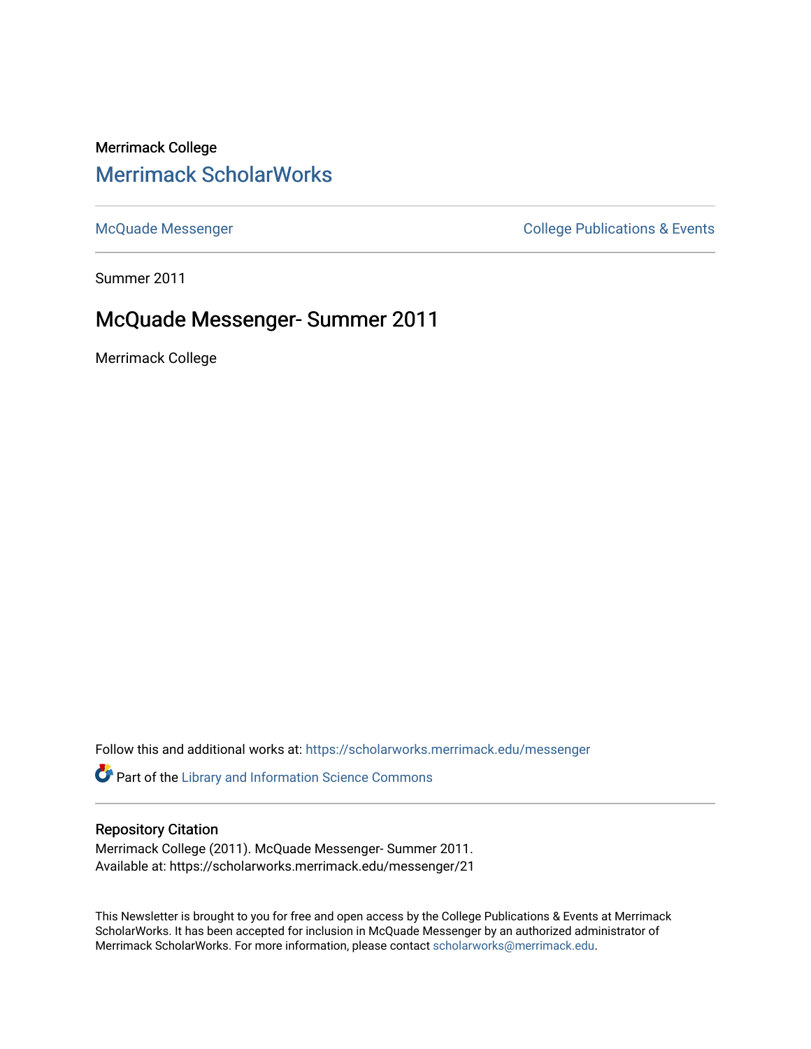Merrimack College

# Merrimack ScholarWorks

McQuade Messenger | College Publications & Events

Summer 2011

## McQuade Messenger- Summer 2011

Merrimack College

Follow this and additional works at: https://scholarworks.merrimack.edu/messenger

Part of the Library and Information Science Commons

### Repository Citation

Merrimack College (2011). McQuade Messenger- Summer 2011.
Available at: https://scholarworks.merrimack.edu/messenger/21

This Newsletter is brought to you for free and open access by the College Publications & Events at Merrimack ScholarWorks. It has been accepted for inclusion in McQuade Messenger by an authorized administrator of Merrimack ScholarWorks. For more information, please contact scholarworks@merrimack.edu.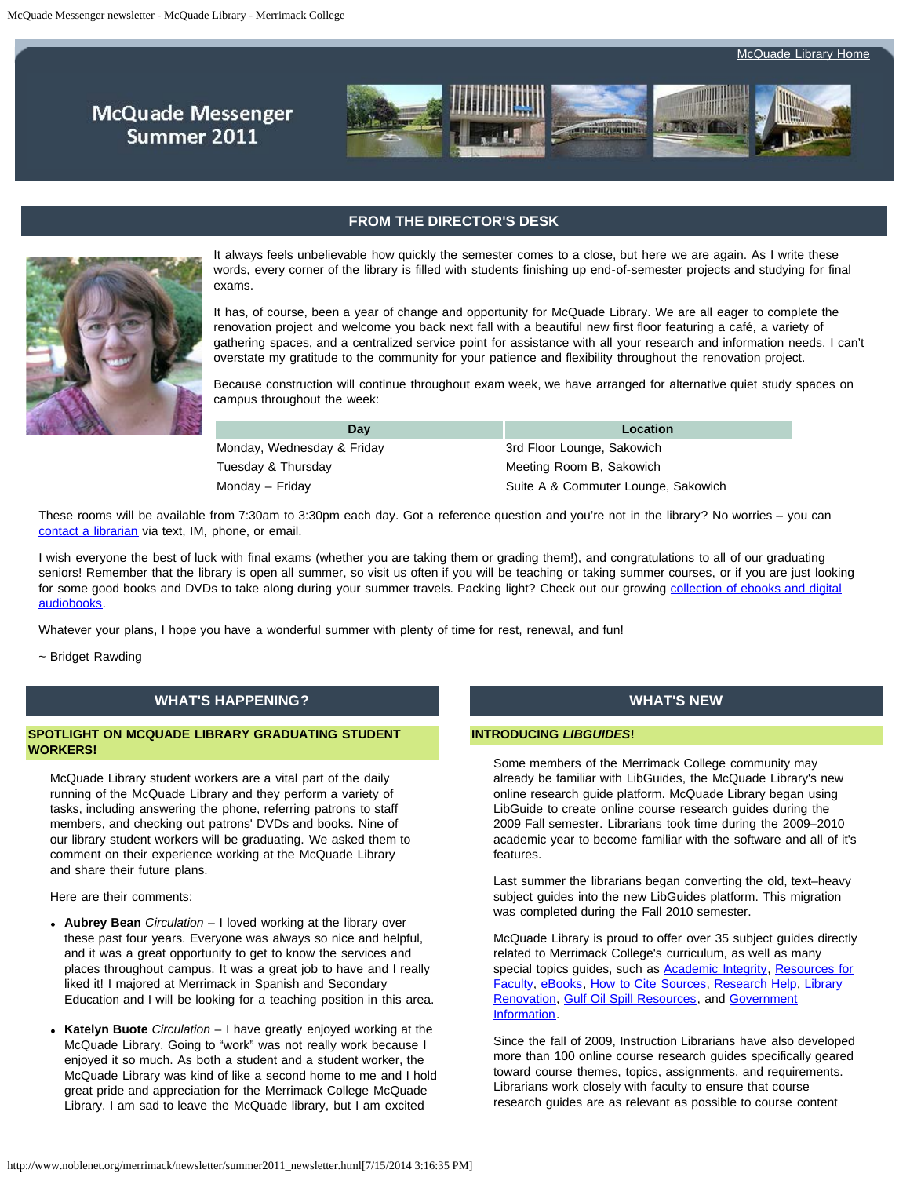[McQuade Library Home](#)

# McQuade Messenger Summer 2011

## FROM THE DIRECTOR'S DESK

It always feels unbelievable how quickly the semester comes to a close, but here we are again. As I write these words, every corner of the library is filled with students finishing up end-of-semester projects and studying for final exams.

It has, of course, been a year of change and opportunity for McQuade Library. We are all eager to complete the renovation project and welcome you back next fall with a beautiful new first floor featuring a café, a variety of gathering spaces, and a centralized service point for assistance with all your research and information needs. I can't overstate my gratitude to the community for your patience and flexibility throughout the renovation project.

Because construction will continue throughout exam week, we have arranged for alternative quiet study spaces on campus throughout the week:

| Day | Location |
|---|---|
| Monday, Wednesday & Friday | 3rd Floor Lounge, Sakowich |
| Tuesday & Thursday | Meeting Room B, Sakowich |
| Monday – Friday | Suite A & Commuter Lounge, Sakowich |

These rooms will be available from 7:30am to 3:30pm each day. Got a reference question and you're not in the library? No worries – you can [contact a librarian](#) via text, IM, phone, or email.

I wish everyone the best of luck with final exams (whether you are taking them or grading them!), and congratulations to all of our graduating seniors! Remember that the library is open all summer, so visit us often if you will be teaching or taking summer courses, or if you are just looking for some good books and DVDs to take along during your summer travels. Packing light? Check out our growing [collection of ebooks and digital audiobooks](#).

Whatever your plans, I hope you have a wonderful summer with plenty of time for rest, renewal, and fun!

~ Bridget Rawding

## WHAT'S HAPPENING?

### SPOTLIGHT ON MCQUADE LIBRARY GRADUATING STUDENT WORKERS!

McQuade Library student workers are a vital part of the daily running of the McQuade Library and they perform a variety of tasks, including answering the phone, referring patrons to staff members, and checking out patrons' DVDs and books. Nine of our library student workers will be graduating. We asked them to comment on their experience working at the McQuade Library and share their future plans.

Here are their comments:

- **Aubrey Bean** *Circulation* – I loved working at the library over these past four years. Everyone was always so nice and helpful, and it was a great opportunity to get to know the services and places throughout campus. It was a great job to have and I really liked it! I majored at Merrimack in Spanish and Secondary Education and I will be looking for a teaching position in this area.

- **Katelyn Buote** *Circulation* – I have greatly enjoyed working at the McQuade Library. Going to "work" was not really work because I enjoyed it so much. As both a student and a student worker, the McQuade Library was kind of like a second home to me and I hold great pride and appreciation for the Merrimack College McQuade Library. I am sad to leave the McQuade library, but I am excited

## WHAT'S NEW

### INTRODUCING *LIBGUIDES*!

Some members of the Merrimack College community may already be familiar with LibGuides, the McQuade Library's new online research guide platform. McQuade Library began using LibGuide to create online course research guides during the 2009 Fall semester. Librarians took time during the 2009–2010 academic year to become familiar with the software and all of it's features.

Last summer the librarians began converting the old, text–heavy subject guides into the new LibGuides platform. This migration was completed during the Fall 2010 semester.

McQuade Library is proud to offer over 35 subject guides directly related to Merrimack College's curriculum, as well as many special topics guides, such as [Academic Integrity](#), [Resources for Faculty](#), [eBooks](#), [How to Cite Sources](#), [Research Help](#), [Library Renovation](#), [Gulf Oil Spill Resources](#), and [Government Information](#).

Since the fall of 2009, Instruction Librarians have also developed more than 100 online course research guides specifically geared toward course themes, topics, assignments, and requirements. Librarians work closely with faculty to ensure that course research guides are as relevant as possible to course content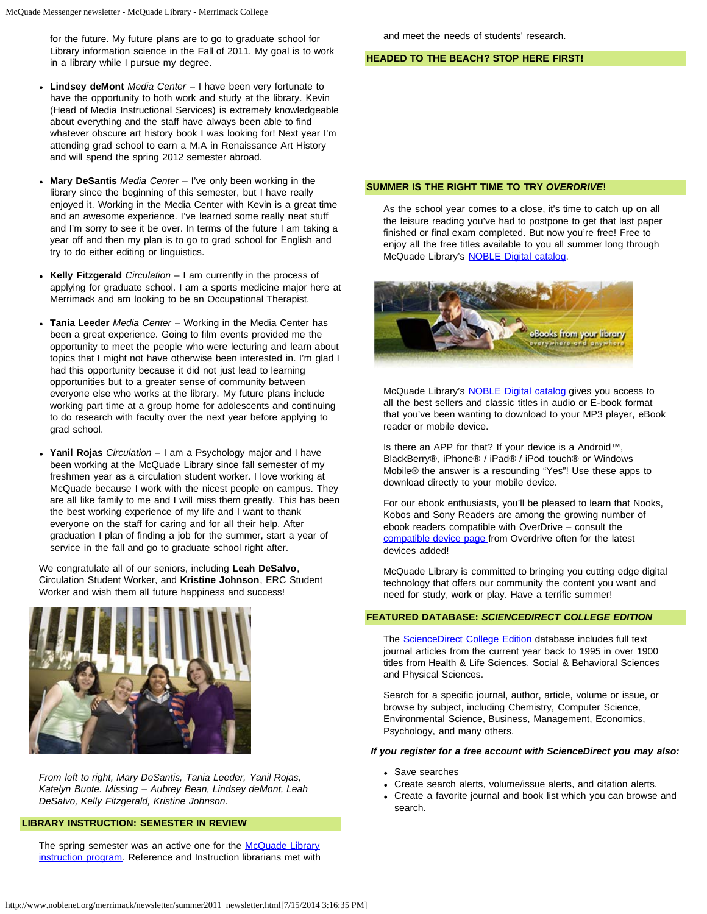for the future. My future plans are to go to graduate school for Library information science in the Fall of 2011. My goal is to work in a library while I pursue my degree.

- **Lindsey deMont** *Media Center* – I have been very fortunate to have the opportunity to both work and study at the library. Kevin (Head of Media Instructional Services) is extremely knowledgeable about everything and the staff have always been able to find whatever obscure art history book I was looking for! Next year I'm attending grad school to earn a M.A in Renaissance Art History and will spend the spring 2012 semester abroad.

- **Mary DeSantis** *Media Center* – I've only been working in the library since the beginning of this semester, but I have really enjoyed it. Working in the Media Center with Kevin is a great time and an awesome experience. I've learned some really neat stuff and I'm sorry to see it be over. In terms of the future I am taking a year off and then my plan is to go to grad school for English and try to do either editing or linguistics.

- **Kelly Fitzgerald** *Circulation* – I am currently in the process of applying for graduate school. I am a sports medicine major here at Merrimack and am looking to be an Occupational Therapist.

- **Tania Leeder** *Media Center* – Working in the Media Center has been a great experience. Going to film events provided me the opportunity to meet the people who were lecturing and learn about topics that I might not have otherwise been interested in. I'm glad I had this opportunity because it did not just lead to learning opportunities but to a greater sense of community between everyone else who works at the library. My future plans include working part time at a group home for adolescents and continuing to do research with faculty over the next year before applying to grad school.

- **Yanil Rojas** *Circulation* – I am a Psychology major and I have been working at the McQuade Library since fall semester of my freshmen year as a circulation student worker. I love working at McQuade because I work with the nicest people on campus. They are all like family to me and I will miss them greatly. This has been the best working experience of my life and I want to thank everyone on the staff for caring and for all their help. After graduation I plan of finding a job for the summer, start a year of service in the fall and go to graduate school right after.

We congratulate all of our seniors, including **Leah DeSalvo**, Circulation Student Worker, and **Kristine Johnson**, ERC Student Worker and wish them all future happiness and success!

*From left to right, Mary DeSantis, Tania Leeder, Yanil Rojas, Katelyn Buote. Missing – Aubrey Bean, Lindsey deMont, Leah DeSalvo, Kelly Fitzgerald, Kristine Johnson.*

## LIBRARY INSTRUCTION: SEMESTER IN REVIEW

The spring semester was an active one for the [McQuade Library instruction program](). Reference and Instruction librarians met with and meet the needs of students' research.

## HEADED TO THE BEACH? STOP HERE FIRST!

## SUMMER IS THE RIGHT TIME TO TRY *OVERDRIVE*!

As the school year comes to a close, it's time to catch up on all the leisure reading you've had to postpone to get that last paper finished or final exam completed. But now you're free! Free to enjoy all the free titles available to you all summer long through McQuade Library's [NOBLE Digital catalog]().

McQuade Library's [NOBLE Digital catalog]() gives you access to all the best sellers and classic titles in audio or E-book format that you've been wanting to download to your MP3 player, eBook reader or mobile device.

Is there an APP for that? If your device is a Android™, BlackBerry®, iPhone® / iPad® / iPod touch® or Windows Mobile® the answer is a resounding "Yes"! Use these apps to download directly to your mobile device.

For our ebook enthusiasts, you'll be pleased to learn that Nooks, Kobos and Sony Readers are among the growing number of ebook readers compatible with OverDrive – consult the [compatible device page]() from Overdrive often for the latest devices added!

McQuade Library is committed to bringing you cutting edge digital technology that offers our community the content you want and need for study, work or play. Have a terrific summer!

## FEATURED DATABASE: *SCIENCEDIRECT COLLEGE EDITION*

The [ScienceDirect College Edition]() database includes full text journal articles from the current year back to 1995 in over 1900 titles from Health & Life Sciences, Social & Behavioral Sciences and Physical Sciences.

Search for a specific journal, author, article, volume or issue, or browse by subject, including Chemistry, Computer Science, Environmental Science, Business, Management, Economics, Psychology, and many others.

***If you register for a free account with ScienceDirect you may also:***

- Save searches
- Create search alerts, volume/issue alerts, and citation alerts.
- Create a favorite journal and book list which you can browse and search.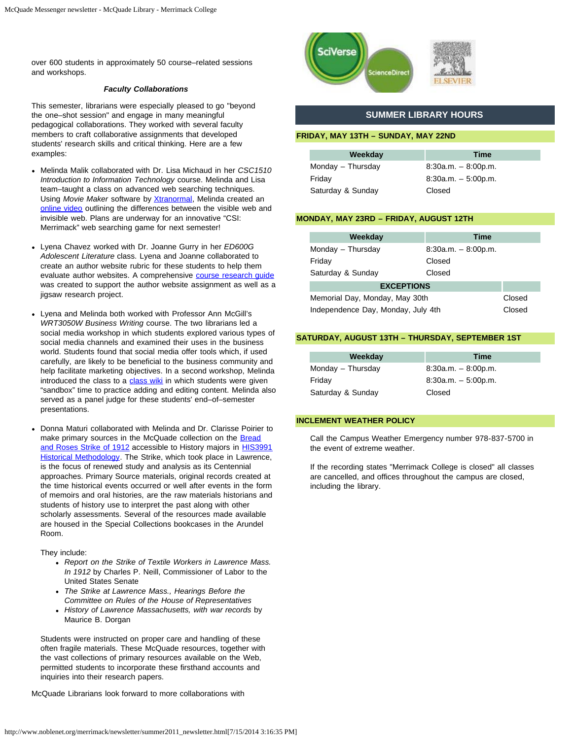over 600 students in approximately 50 course–related sessions and workshops.

***Faculty Collaborations***

This semester, librarians were especially pleased to go "beyond the one–shot session" and engage in many meaningful pedagogical collaborations. They worked with several faculty members to craft collaborative assignments that developed students' research skills and critical thinking. Here are a few examples:

- Melinda Malik collaborated with Dr. Lisa Michaud in her *CSC1510 Introduction to Information Technology* course. Melinda and Lisa team–taught a class on advanced web searching techniques. Using *Movie Maker* software by Xtranormal, Melinda created an online video outlining the differences between the visible web and invisible web. Plans are underway for an innovative "CSI: Merrimack" web searching game for next semester!

- Lyena Chavez worked with Dr. Joanne Gurry in her *ED600G Adolescent Literature* class. Lyena and Joanne collaborated to create an author website rubric for these students to help them evaluate author websites. A comprehensive course research guide was created to support the author website assignment as well as a jigsaw research project.

- Lyena and Melinda both worked with Professor Ann McGill's *WRT3050W Business Writing* course. The two librarians led a social media workshop in which students explored various types of social media channels and examined their uses in the business world. Students found that social media offer tools which, if used carefully, are likely to be beneficial to the business community and help facilitate marketing objectives. In a second workshop, Melinda introduced the class to a class wiki in which students were given "sandbox" time to practice adding and editing content. Melinda also served as a panel judge for these students' end–of–semester presentations.

- Donna Maturi collaborated with Melinda and Dr. Clarisse Poirier to make primary sources in the McQuade collection on the Bread and Roses Strike of 1912 accessible to History majors in HIS3991 Historical Methodology. The Strike, which took place in Lawrence, is the focus of renewed study and analysis as its Centennial approaches. Primary Source materials, original records created at the time historical events occurred or well after events in the form of memoirs and oral histories, are the raw materials historians and students of history use to interpret the past along with other scholarly assessments. Several of the resources made available are housed in the Special Collections bookcases in the Arundel Room.

  They include:
  - *Report on the Strike of Textile Workers in Lawrence Mass. In 1912* by Charles P. Neill, Commissioner of Labor to the United States Senate
  - *The Strike at Lawrence Mass., Hearings Before the Committee on Rules of the House of Representatives*
  - *History of Lawrence Massachusetts, with war records* by Maurice B. Dorgan

  Students were instructed on proper care and handling of these often fragile materials. These McQuade resources, together with the vast collections of primary resources available on the Web, permitted students to incorporate these firsthand accounts and inquiries into their research papers.

McQuade Librarians look forward to more collaborations with

## SUMMER LIBRARY HOURS

### FRIDAY, MAY 13TH – SUNDAY, MAY 22ND

| Weekday | Time |
|---|---|
| Monday – Thursday | 8:30a.m. – 8:00p.m. |
| Friday | 8:30a.m. – 5:00p.m. |
| Saturday & Sunday | Closed |

### MONDAY, MAY 23RD – FRIDAY, AUGUST 12TH

| Weekday | Time |
|---|---|
| Monday – Thursday | 8:30a.m. – 8:00p.m. |
| Friday | Closed |
| Saturday & Sunday | Closed |
| **EXCEPTIONS** | |
| Memorial Day, Monday, May 30th | Closed |
| Independence Day, Monday, July 4th | Closed |

### SATURDAY, AUGUST 13TH – THURSDAY, SEPTEMBER 1ST

| Weekday | Time |
|---|---|
| Monday – Thursday | 8:30a.m. – 8:00p.m. |
| Friday | 8:30a.m. – 5:00p.m. |
| Saturday & Sunday | Closed |

### INCLEMENT WEATHER POLICY

Call the Campus Weather Emergency number 978-837-5700 in the event of extreme weather.

If the recording states "Merrimack College is closed" all classes are cancelled, and offices throughout the campus are closed, including the library.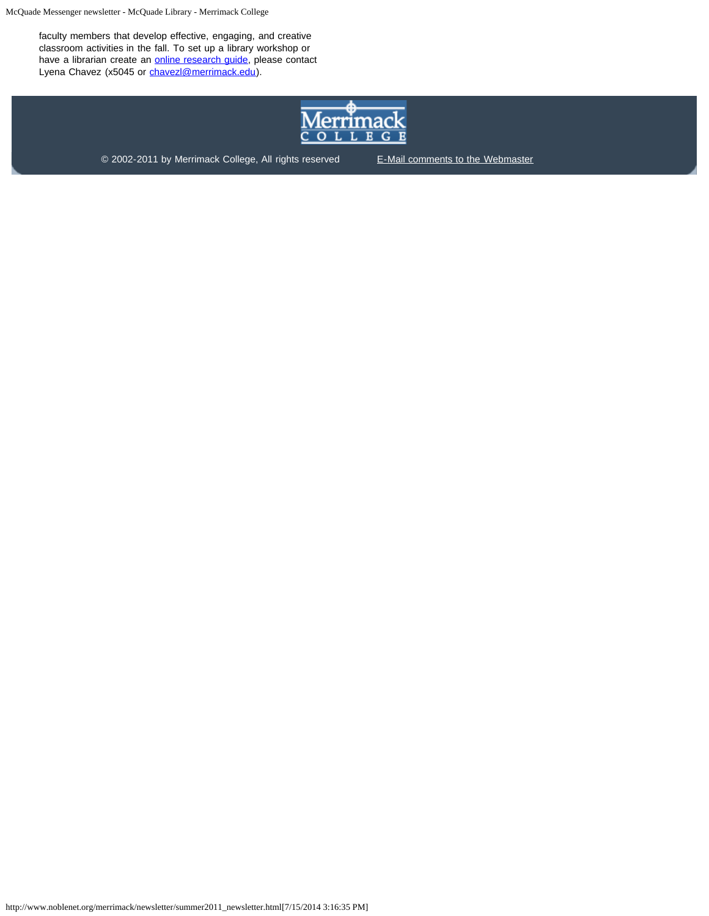faculty members that develop effective, engaging, and creative classroom activities in the fall. To set up a library workshop or have a librarian create an online research guide, please contact Lyena Chavez (x5045 or chavezl@merrimack.edu).

© 2002-2011 by Merrimack College, All rights reserved     E-Mail comments to the Webmaster